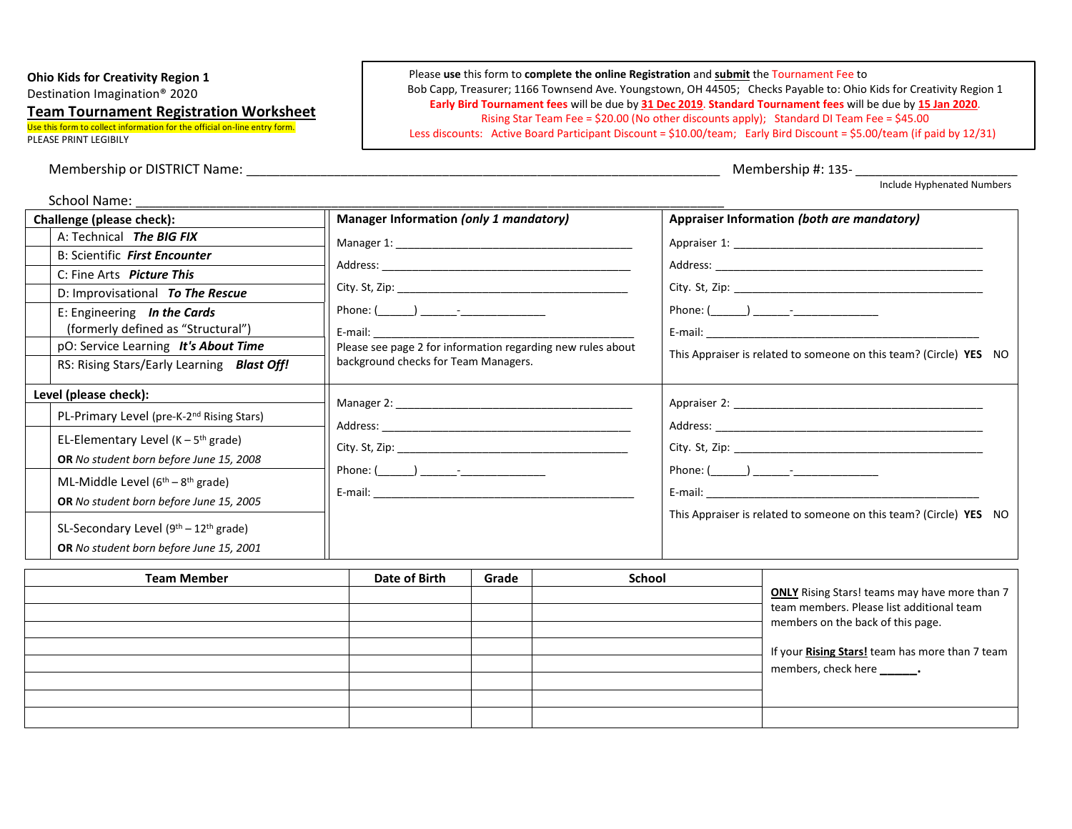**Ohio Kids for Creativity Region 1**
Destination Imagination® 2020

## Team Tournament Registration Worksheet

Use this form to collect information for the official on-line entry form.
PLEASE PRINT LEGIBILY

Please **use** this form to **complete the online Registration** and **submit** the Tournament Fee to Bob Capp, Treasurer; 1166 Townsend Ave. Youngstown, OH 44505; Checks Payable to: Ohio Kids for Creativity Region 1
**Early Bird Tournament fees** will be due by **31 Dec 2019**. **Standard Tournament fees** will be due by **15 Jan 2020**.
Rising Star Team Fee = $20.00 (No other discounts apply); Standard DI Team Fee = $45.00
Less discounts: Active Board Participant Discount = $10.00/team; Early Bird Discount = $5.00/team (if paid by 12/31)

Membership or DISTRICT Name: ____________________________________________ Membership #: 135- ________________
Include Hyphenated Numbers

School Name: ____________________________________________________________

**Challenge (please check):**

| | |
|---|---|
| | A: Technical ***The BIG FIX*** |
| | B: Scientific ***First Encounter*** |
| | C: Fine Arts ***Picture This*** |
| | D: Improvisational ***To The Rescue*** |
| | E: Engineering ***In the Cards*** (formerly defined as "Structural") |
| | pO: Service Learning ***It's About Time*** |
| | RS: Rising Stars/Early Learning ***Blast Off!*** |

**Level (please check):**

| | |
|---|---|
| | PL-Primary Level (pre-K-2nd Rising Stars) |
| | EL-Elementary Level (K – 5th grade) **OR** *No student born before June 15, 2008* |
| | ML-Middle Level (6th – 8th grade) **OR** *No student born before June 15, 2005* |
| | SL-Secondary Level (9th – 12th grade) **OR** *No student born before June 15, 2001* |

**Manager Information *(only 1 mandatory)***

Manager 1: ______________________________________
Address: ______________________________________
City. St, Zip: ______________________________________
Phone: (______) ______-_____________
E-mail: ______________________________________
Please see page 2 for information regarding new rules about background checks for Team Managers.

Manager 2: ______________________________________
Address: ______________________________________
City. St, Zip: ______________________________________
Phone: (______) ______-_____________
E-mail: ______________________________________

**Appraiser Information *(both are mandatory)***

Appraiser 1: ______________________________________
Address: ______________________________________
City. St, Zip: ______________________________________
Phone: (______) ______-_____________
E-mail: ______________________________________
This Appraiser is related to someone on this team? (Circle) **YES** NO

Appraiser 2: ______________________________________
Address: ______________________________________
City. St, Zip: ______________________________________
Phone: (______) ______-_____________
E-mail: ______________________________________
This Appraiser is related to someone on this team? (Circle) **YES** NO

| Team Member | Date of Birth | Grade | School |
|---|---|---|---|
| | | | |
| | | | |
| | | | |
| | | | |
| | | | |
| | | | |
| | | | |

**ONLY** Rising Stars! teams may have more than 7 team members. Please list additional team members on the back of this page.

If your **Rising Stars!** team has more than 7 team members, check here **______.**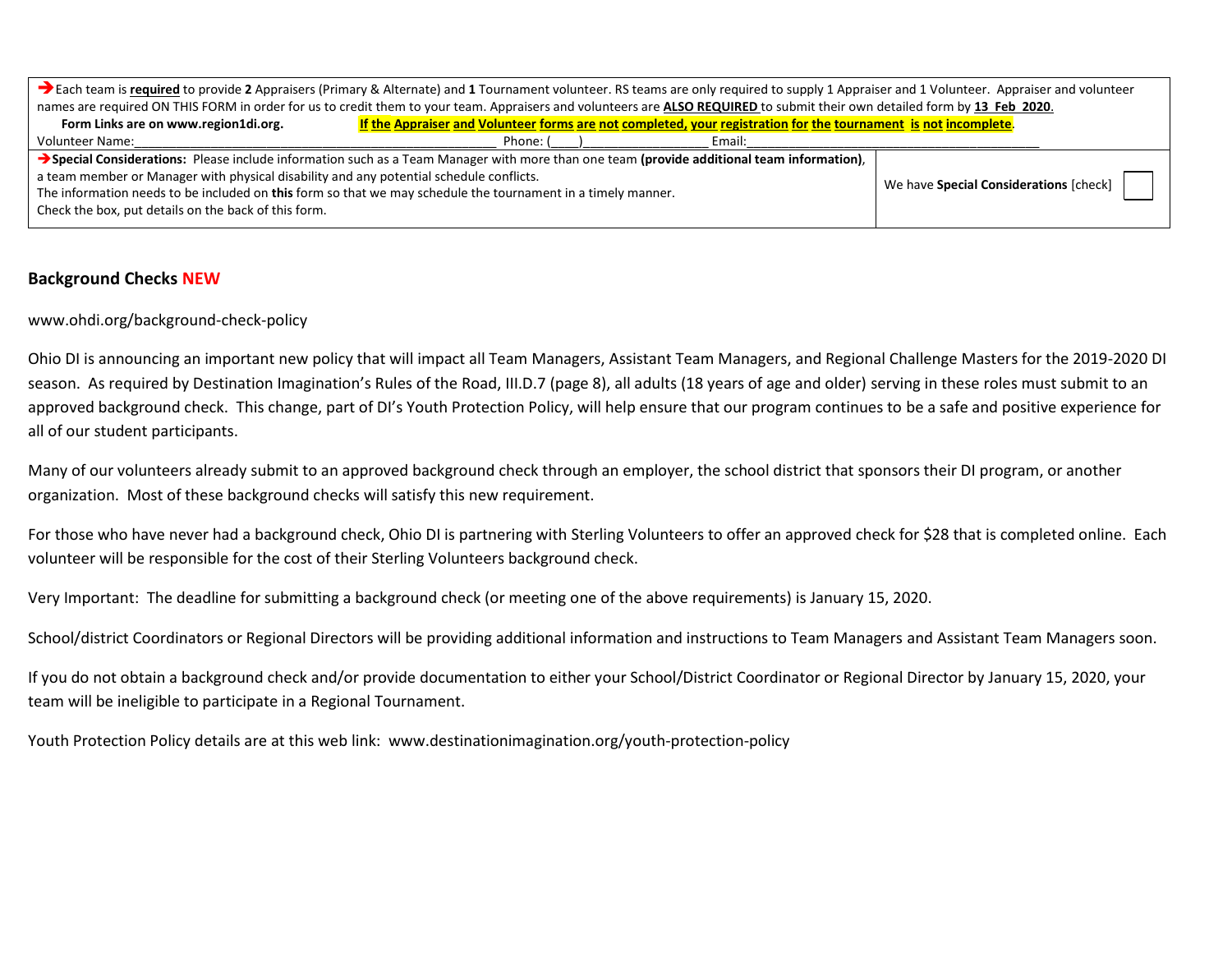| | |
|---|---|
| ➔Each team is **required** to provide **2** Appraisers (Primary & Alternate) and **1** Tournament volunteer. RS teams are only required to supply 1 Appraiser and 1 Volunteer. Appraiser and volunteer names are required ON THIS FORM in order for us to credit them to your team. Appraisers and volunteers are **ALSO REQUIRED** to submit their own detailed form by **13 Feb 2020**.<br>**Form Links are on www.region1di.org.** **If the Appraiser and Volunteer forms are not completed, your registration for the tournament is not incomplete.**<br>Volunteer Name:_______________________ Phone: (____)_____________ Email:_______________________ | |
| ➔**Special Considerations:** Please include information such as a Team Manager with more than one team **(provide additional team information)**, a team member or Manager with physical disability and any potential schedule conflicts.<br>The information needs to be included on **this** form so that we may schedule the tournament in a timely manner.<br>Check the box, put details on the back of this form. | We have **Special Considerations** [check] ☐ |

## Background Checks NEW

www.ohdi.org/background-check-policy

Ohio DI is announcing an important new policy that will impact all Team Managers, Assistant Team Managers, and Regional Challenge Masters for the 2019-2020 DI season. As required by Destination Imagination's Rules of the Road, III.D.7 (page 8), all adults (18 years of age and older) serving in these roles must submit to an approved background check. This change, part of DI's Youth Protection Policy, will help ensure that our program continues to be a safe and positive experience for all of our student participants.

Many of our volunteers already submit to an approved background check through an employer, the school district that sponsors their DI program, or another organization. Most of these background checks will satisfy this new requirement.

For those who have never had a background check, Ohio DI is partnering with Sterling Volunteers to offer an approved check for $28 that is completed online. Each volunteer will be responsible for the cost of their Sterling Volunteers background check.

Very Important: The deadline for submitting a background check (or meeting one of the above requirements) is January 15, 2020.

School/district Coordinators or Regional Directors will be providing additional information and instructions to Team Managers and Assistant Team Managers soon.

If you do not obtain a background check and/or provide documentation to either your School/District Coordinator or Regional Director by January 15, 2020, your team will be ineligible to participate in a Regional Tournament.

Youth Protection Policy details are at this web link: www.destinationimagination.org/youth-protection-policy